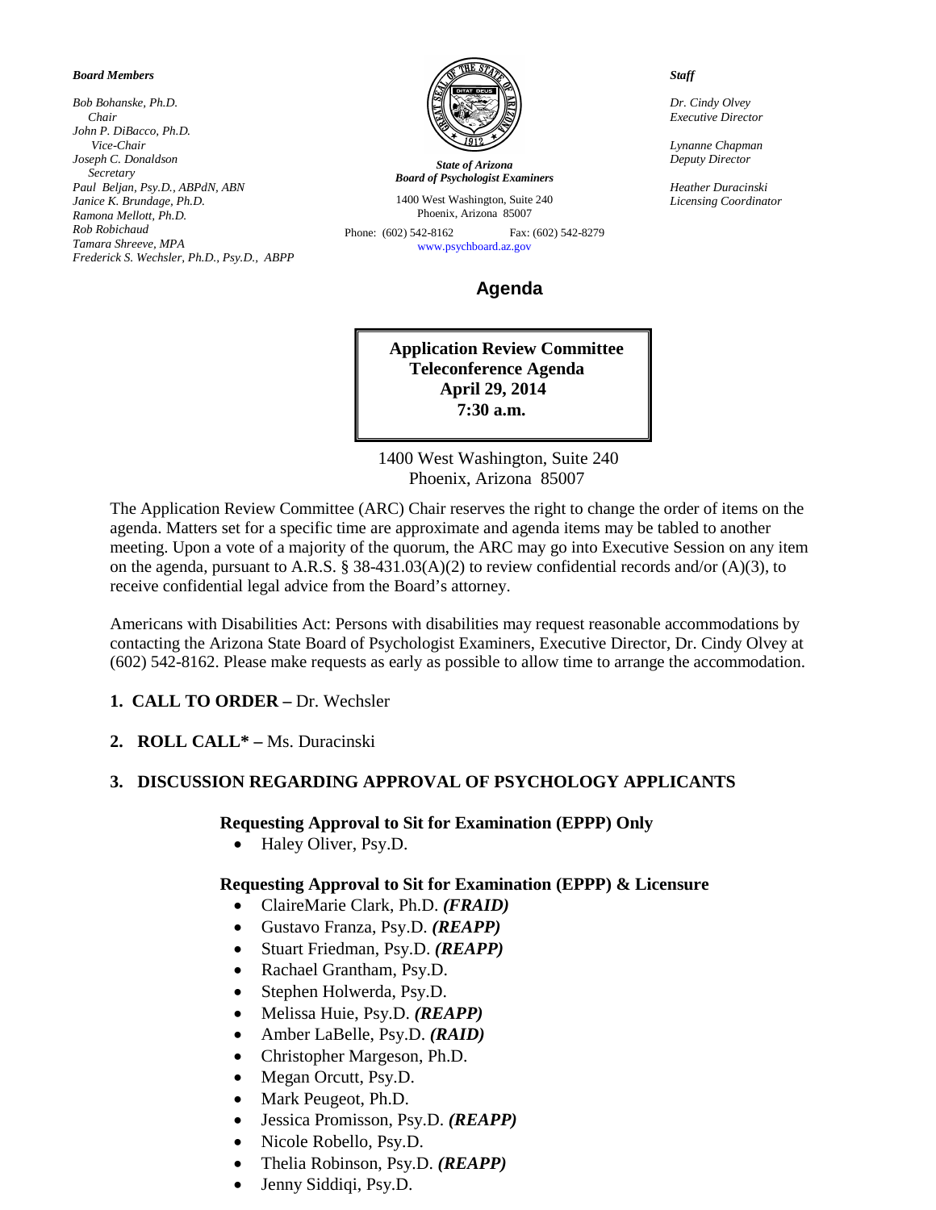***Board Members***

*Bob Bohanske, Ph.D.*
*Chair*
*John P. DiBacco, Ph.D.*
*Vice-Chair*
*Joseph C. Donaldson*
*Secretary*
*Paul Beljan, Psy.D., ABPdN, ABN*
*Janice K. Brundage, Ph.D.*
*Ramona Mellott, Ph.D.*
*Rob Robichaud*
*Tamara Shreeve, MPA*
*Frederick S. Wechsler, Ph.D., Psy.D., ABPP*

***State of Arizona***
***Board of Psychologist Examiners***

1400 West Washington, Suite 240
Phoenix, Arizona 85007

Phone: (602) 542-8162 Fax: (602) 542-8279
www.psychboard.az.gov

***Staff***

*Dr. Cindy Olvey*
*Executive Director*

*Lynanne Chapman*
*Deputy Director*

*Heather Duracinski*
*Licensing Coordinator*

# Agenda

**Application Review Committee**
**Teleconference Agenda**
**April 29, 2014**
**7:30 a.m.**

1400 West Washington, Suite 240
Phoenix, Arizona 85007

The Application Review Committee (ARC) Chair reserves the right to change the order of items on the agenda. Matters set for a specific time are approximate and agenda items may be tabled to another meeting. Upon a vote of a majority of the quorum, the ARC may go into Executive Session on any item on the agenda, pursuant to A.R.S. § 38-431.03(A)(2) to review confidential records and/or (A)(3), to receive confidential legal advice from the Board's attorney.

Americans with Disabilities Act: Persons with disabilities may request reasonable accommodations by contacting the Arizona State Board of Psychologist Examiners, Executive Director, Dr. Cindy Olvey at (602) 542-8162. Please make requests as early as possible to allow time to arrange the accommodation.

1. **CALL TO ORDER –** Dr. Wechsler

2. **ROLL CALL* –** Ms. Duracinski

3. **DISCUSSION REGARDING APPROVAL OF PSYCHOLOGY APPLICANTS**

**Requesting Approval to Sit for Examination (EPPP) Only**

- Haley Oliver, Psy.D.

**Requesting Approval to Sit for Examination (EPPP) & Licensure**

- ClaireMarie Clark, Ph.D. ***(FRAID)***
- Gustavo Franza, Psy.D. ***(REAPP)***
- Stuart Friedman, Psy.D. ***(REAPP)***
- Rachael Grantham, Psy.D.
- Stephen Holwerda, Psy.D.
- Melissa Huie, Psy.D. ***(REAPP)***
- Amber LaBelle, Psy.D. ***(RAID)***
- Christopher Margeson, Ph.D.
- Megan Orcutt, Psy.D.
- Mark Peugeot, Ph.D.
- Jessica Promisson, Psy.D. ***(REAPP)***
- Nicole Robello, Psy.D.
- Thelia Robinson, Psy.D. ***(REAPP)***
- Jenny Siddiqi, Psy.D.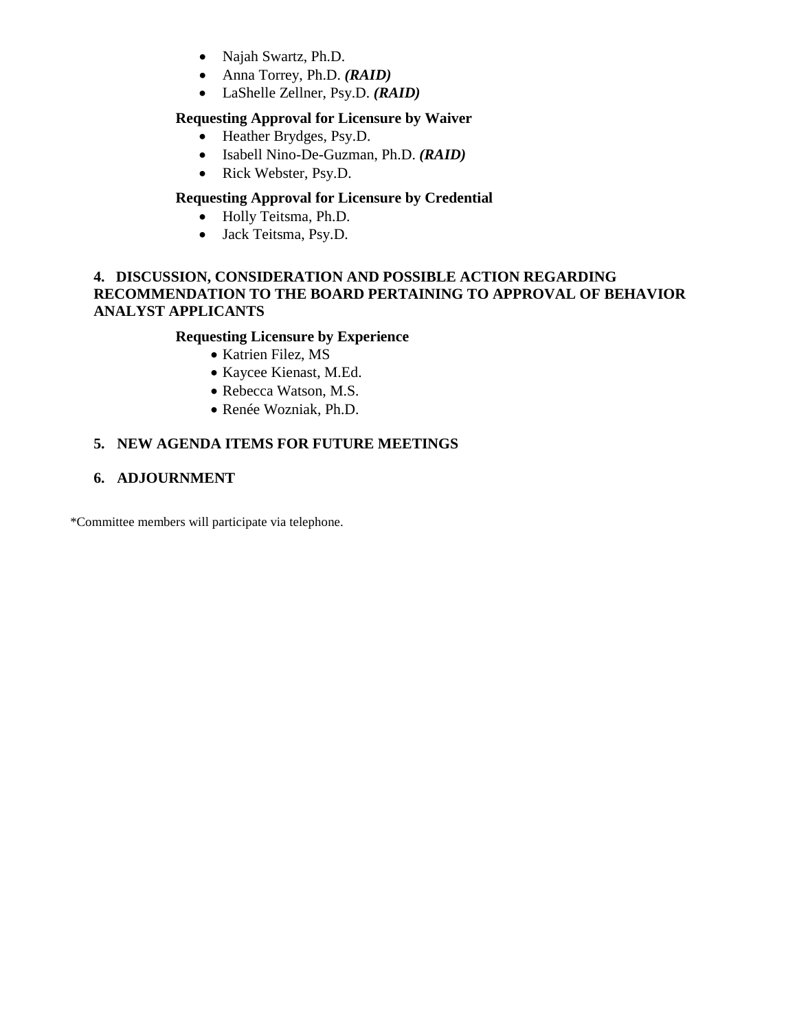- Najah Swartz, Ph.D.
- Anna Torrey, Ph.D. ***(RAID)***
- LaShelle Zellner, Psy.D. ***(RAID)***

**Requesting Approval for Licensure by Waiver**

- Heather Brydges, Psy.D.
- Isabell Nino-De-Guzman, Ph.D. ***(RAID)***
- Rick Webster, Psy.D.

**Requesting Approval for Licensure by Credential**

- Holly Teitsma, Ph.D.
- Jack Teitsma, Psy.D.

**4. DISCUSSION, CONSIDERATION AND POSSIBLE ACTION REGARDING RECOMMENDATION TO THE BOARD PERTAINING TO APPROVAL OF BEHAVIOR ANALYST APPLICANTS**

**Requesting Licensure by Experience**

- Katrien Filez, MS
- Kaycee Kienast, M.Ed.
- Rebecca Watson, M.S.
- Renée Wozniak, Ph.D.

**5. NEW AGENDA ITEMS FOR FUTURE MEETINGS**

**6. ADJOURNMENT**

*Committee members will participate via telephone.